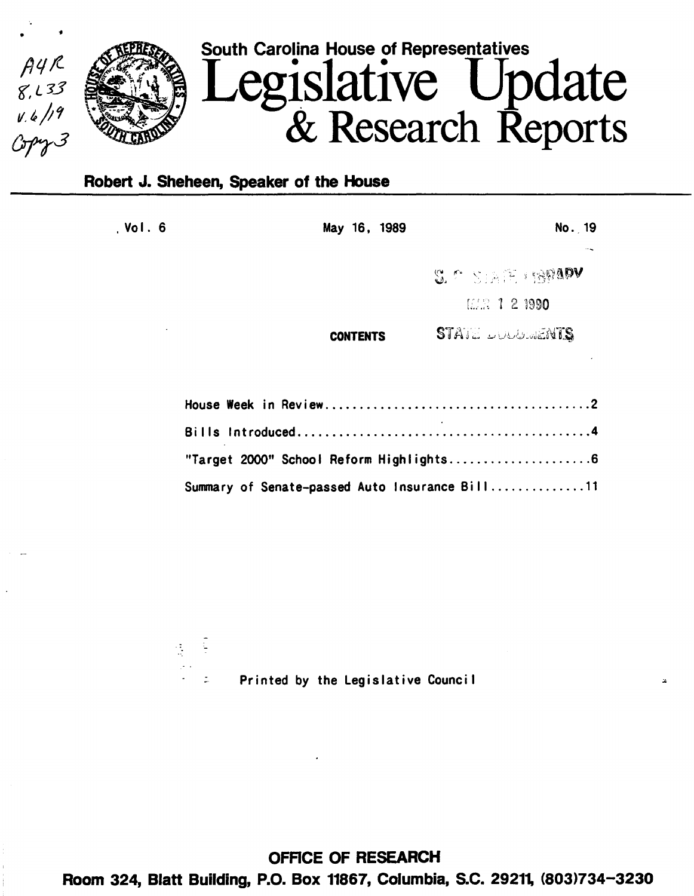South Carolina House of Representatives

# Legislative Update & Research Reports

**Robert J. Sheheen, Speaker of the House**

Vol. 6 | May 16, 1989 | No. 19

**CONTENTS**

House Week in Review....................................2

Bills Introduced........................................4

"Target 2000" School Reform Highlights..................6

Summary of Senate-passed Auto Insurance Bill..............11

Printed by the Legislative Council

**OFFICE OF RESEARCH**

**Room 324, Blatt Building, P.O. Box 11867, Columbia, S.C. 29211, (803)734-3230**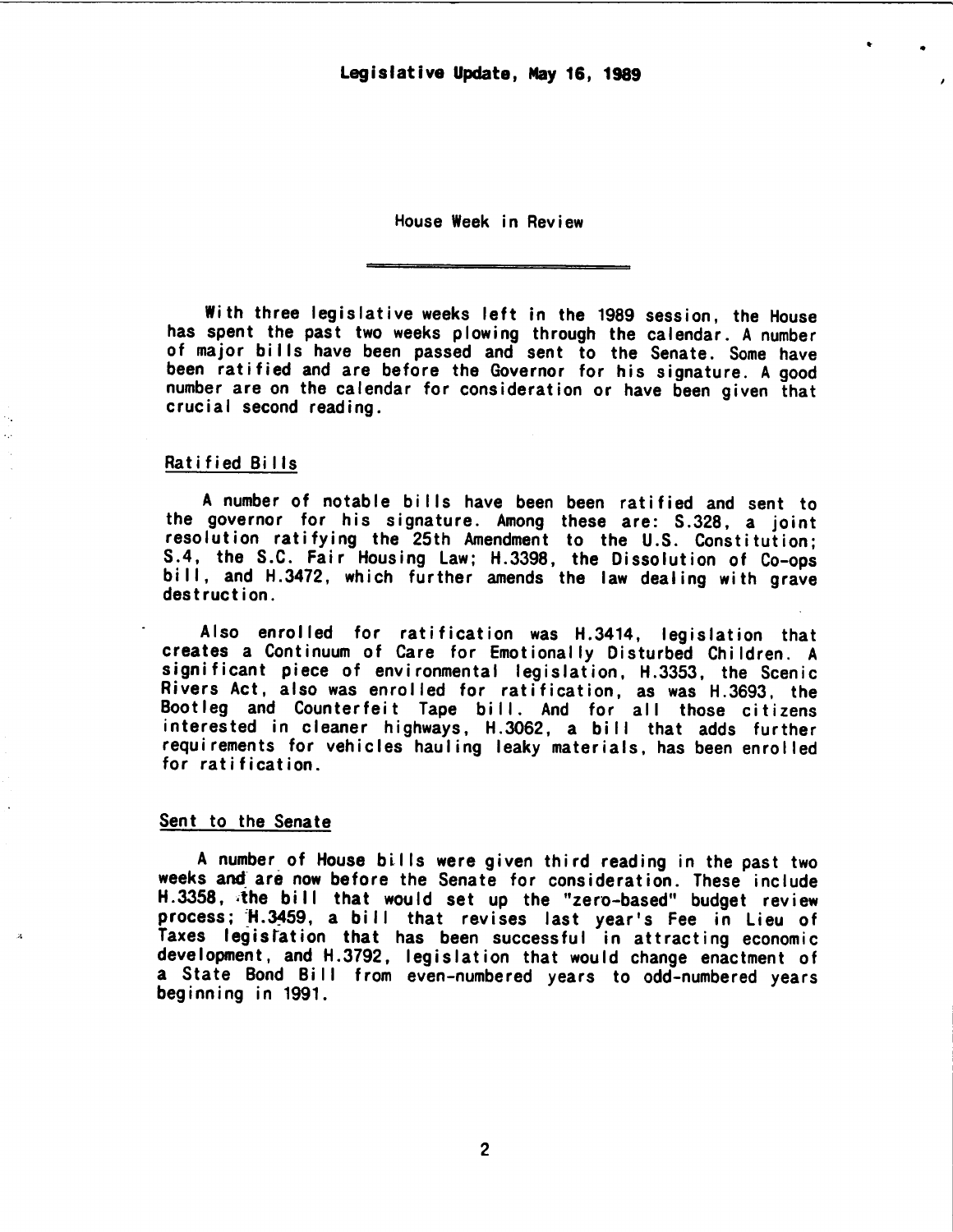# Legislative Update, May 16, 1989

## House Week in Review

With three legislative weeks left in the 1989 session, the House has spent the past two weeks plowing through the calendar. A number of major bills have been passed and sent to the Senate. Some have been ratified and are before the Governor for his signature. A good number are on the calendar for consideration or have been given that crucial second reading.

### Ratified Bills

A number of notable bills have been been ratified and sent to the governor for his signature. Among these are: S.328, a joint resolution ratifying the 25th Amendment to the U.S. Constitution; S.4, the S.C. Fair Housing Law; H.3398, the Dissolution of Co-ops bill, and H.3472, which further amends the law dealing with grave destruction.

Also enrolled for ratification was H.3414, legislation that creates a Continuum of Care for Emotionally Disturbed Children. A significant piece of environmental legislation, H.3353, the Scenic Rivers Act, also was enrolled for ratification, as was H.3693, the Bootleg and Counterfeit Tape bill. And for all those citizens interested in cleaner highways, H.3062, a bill that adds further requirements for vehicles hauling leaky materials, has been enrolled for ratification.

### Sent to the Senate

A number of House bills were given third reading in the past two weeks and are now before the Senate for consideration. These include H.3358, the bill that would set up the "zero-based" budget review process; H.3459, a bill that revises last year's Fee in Lieu of Taxes legislation that has been successful in attracting economic development, and H.3792, legislation that would change enactment of a State Bond Bill from even-numbered years to odd-numbered years beginning in 1991.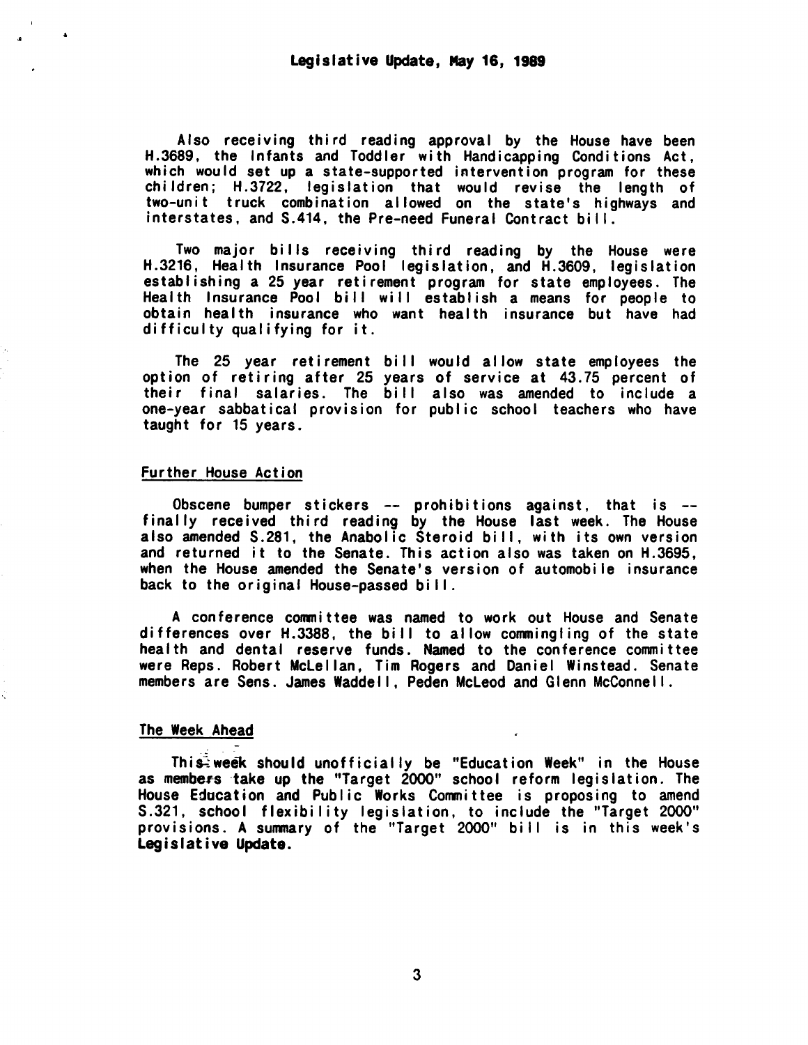Also receiving third reading approval by the House have been H.3689, the Infants and Toddler with Handicapping Conditions Act, which would set up a state-supported intervention program for these children; H.3722, legislation that would revise the length of two-unit truck combination allowed on the state's highways and interstates, and S.414, the Pre-need Funeral Contract bill.

Two major bills receiving third reading by the House were H.3216, Health Insurance Pool legislation, and H.3609, legislation establishing a 25 year retirement program for state employees. The Health Insurance Pool bill will establish a means for people to obtain health insurance who want health insurance but have had difficulty qualifying for it.

The 25 year retirement bill would allow state employees the option of retiring after 25 years of service at 43.75 percent of their final salaries. The bill also was amended to include a one-year sabbatical provision for public school teachers who have taught for 15 years.

## Further House Action

Obscene bumper stickers -- prohibitions against, that is -- finally received third reading by the House last week. The House also amended S.281, the Anabolic Steroid bill, with its own version and returned it to the Senate. This action also was taken on H.3695, when the House amended the Senate's version of automobile insurance back to the original House-passed bill.

A conference committee was named to work out House and Senate differences over H.3388, the bill to allow commingling of the state health and dental reserve funds. Named to the conference committee were Reps. Robert McLellan, Tim Rogers and Daniel Winstead. Senate members are Sens. James Waddell, Peden McLeod and Glenn McConnell.

## The Week Ahead

This week should unofficially be "Education Week" in the House as members take up the "Target 2000" school reform legislation. The House Education and Public Works Committee is proposing to amend S.321, school flexibility legislation, to include the "Target 2000" provisions. A summary of the "Target 2000" bill is in this week's **Legislative Update.**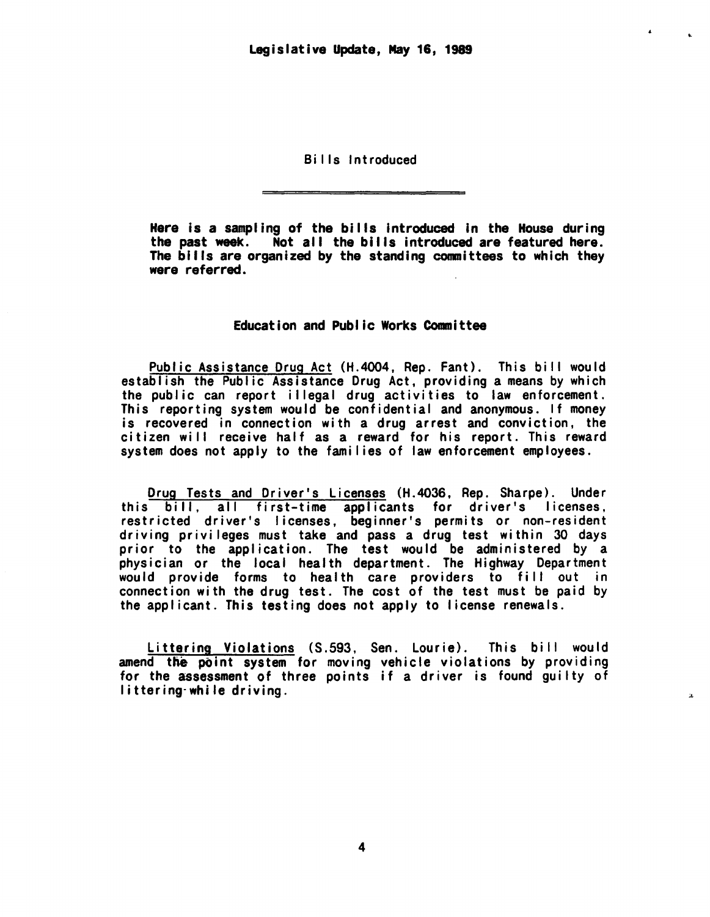Bills Introduced

**Here is a sampling of the bills introduced in the House during the past week. Not all the bills introduced are featured here. The bills are organized by the standing committees to which they were referred.**

**Education and Public Works Committee**

Public Assistance Drug Act (H.4004, Rep. Fant). This bill would establish the Public Assistance Drug Act, providing a means by which the public can report illegal drug activities to law enforcement. This reporting system would be confidential and anonymous. If money is recovered in connection with a drug arrest and conviction, the citizen will receive half as a reward for his report. This reward system does not apply to the families of law enforcement employees.

Drug Tests and Driver's Licenses (H.4036, Rep. Sharpe). Under this bill, all first-time applicants for driver's licenses, restricted driver's licenses, beginner's permits or non-resident driving privileges must take and pass a drug test within 30 days prior to the application. The test would be administered by a physician or the local health department. The Highway Department would provide forms to health care providers to fill out in connection with the drug test. The cost of the test must be paid by the applicant. This testing does not apply to license renewals.

Littering Violations (S.593, Sen. Lourie). This bill would amend the point system for moving vehicle violations by providing for the assessment of three points if a driver is found guilty of littering while driving.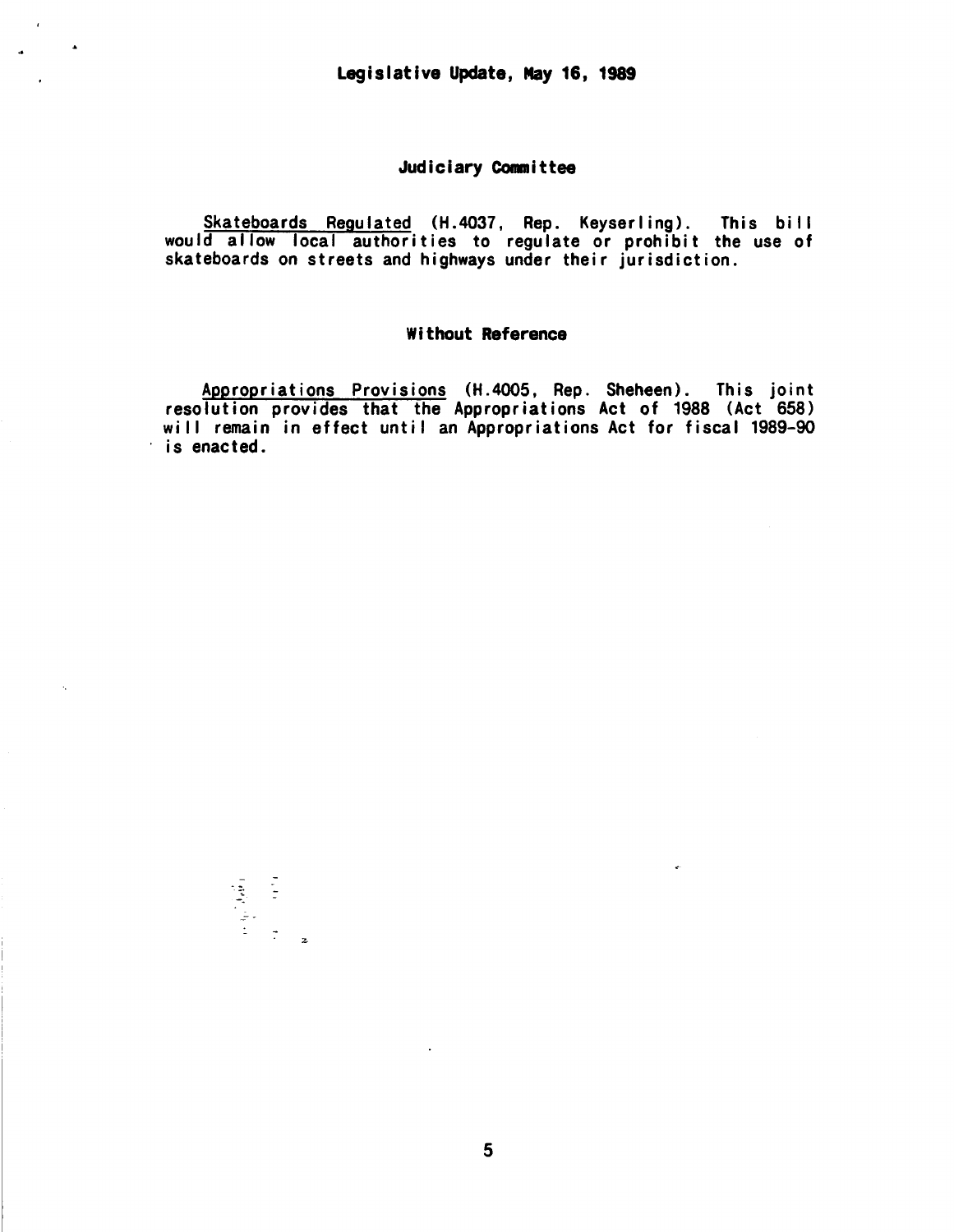**Legislative Update, May 16, 1989**

## Judiciary Committee

Skateboards Regulated (H.4037, Rep. Keyserling). This bill would allow local authorities to regulate or prohibit the use of skateboards on streets and highways under their jurisdiction.

## Without Reference

Appropriations Provisions (H.4005, Rep. Sheheen). This joint resolution provides that the Appropriations Act of 1988 (Act 658) will remain in effect until an Appropriations Act for fiscal 1989-90 is enacted.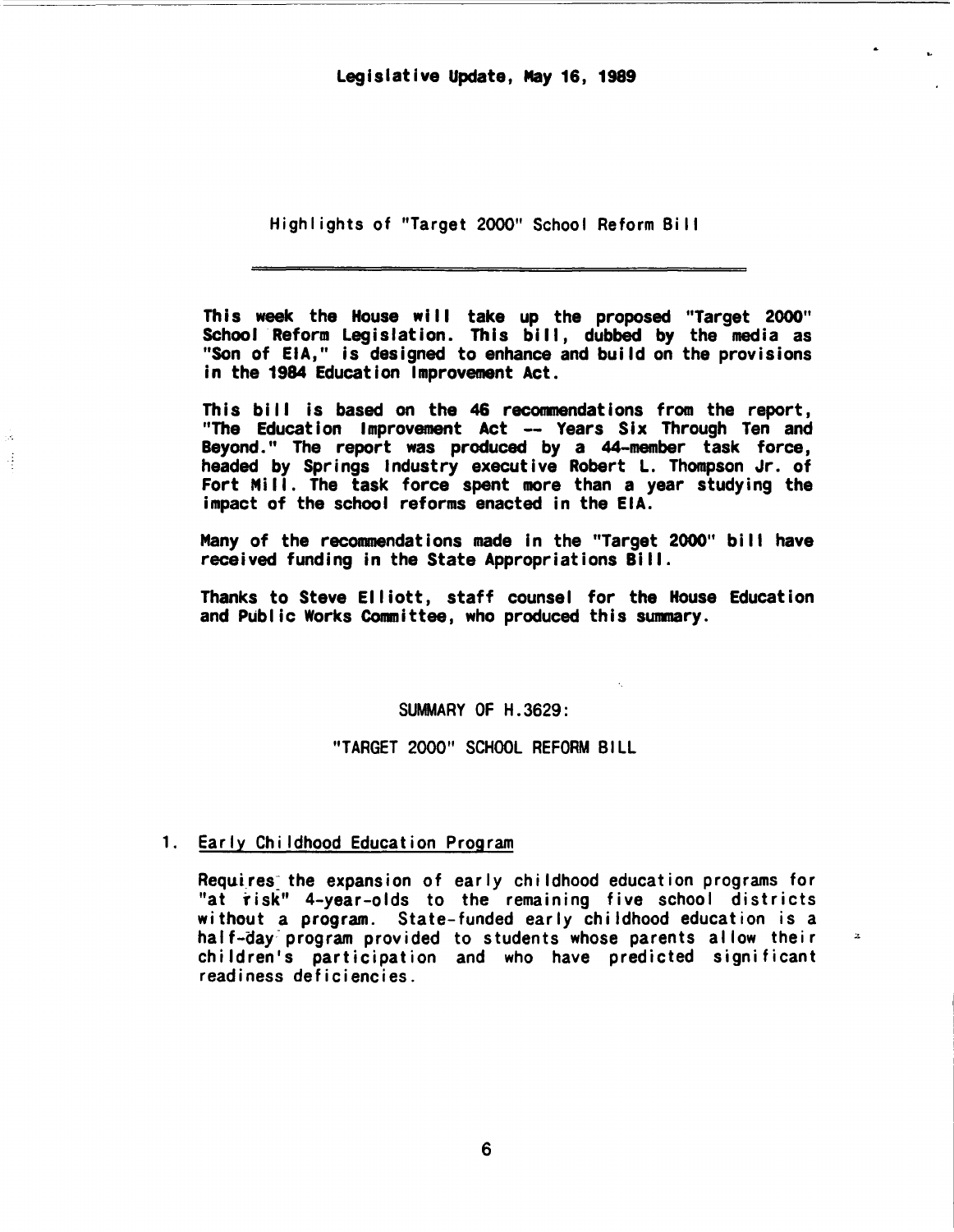**Legislative Update, May 16, 1989**

## Highlights of "Target 2000" School Reform Bill

---

**This week the House will take up the proposed "Target 2000" School Reform Legislation. This bill, dubbed by the media as "Son of EIA," is designed to enhance and build on the provisions in the 1984 Education Improvement Act.**

**This bill is based on the 46 recommendations from the report, "The Education Improvement Act -- Years Six Through Ten and Beyond." The report was produced by a 44-member task force, headed by Springs Industry executive Robert L. Thompson Jr. of Fort Mill. The task force spent more than a year studying the impact of the school reforms enacted in the EIA.**

**Many of the recommendations made in the "Target 2000" bill have received funding in the State Appropriations Bill.**

**Thanks to Steve Elliott, staff counsel for the House Education and Public Works Committee, who produced this summary.**

## SUMMARY OF H.3629:

## "TARGET 2000" SCHOOL REFORM BILL

1. Early Childhood Education Program

   Requires the expansion of early childhood education programs for "at risk" 4-year-olds to the remaining five school districts without a program. State-funded early childhood education is a half-day program provided to students whose parents allow their children's participation and who have predicted significant readiness deficiencies.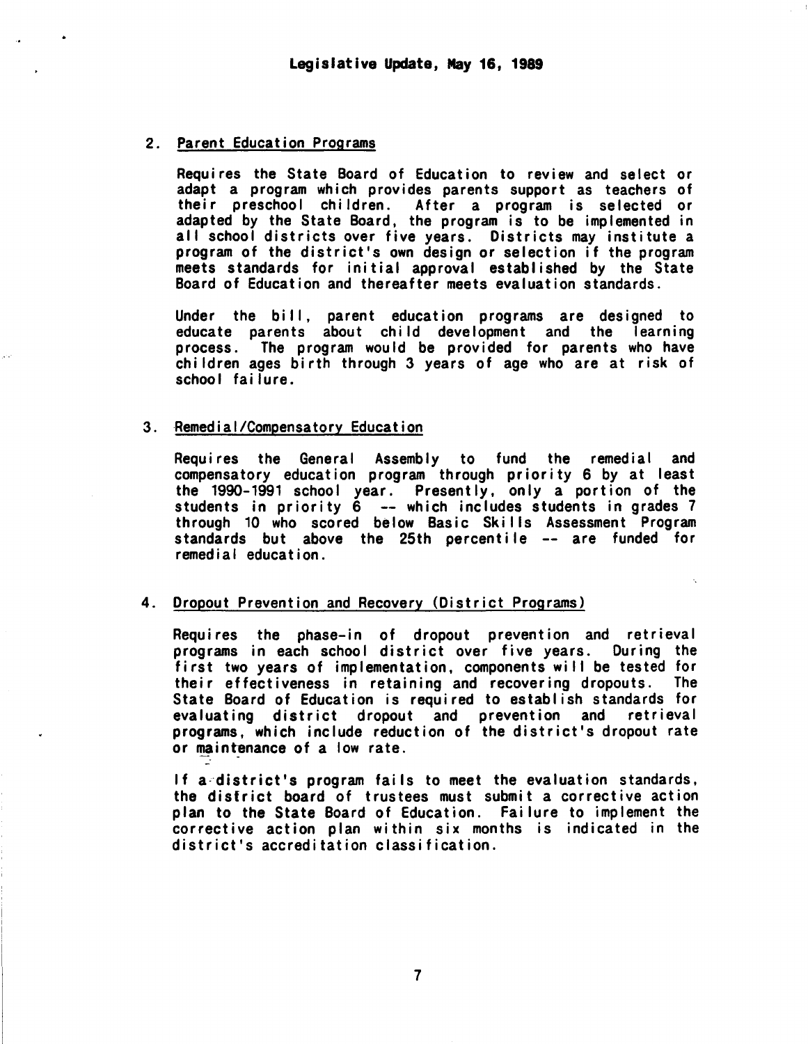2. Parent Education Programs

Requires the State Board of Education to review and select or adapt a program which provides parents support as teachers of their preschool children. After a program is selected or adapted by the State Board, the program is to be implemented in all school districts over five years. Districts may institute a program of the district's own design or selection if the program meets standards for initial approval established by the State Board of Education and thereafter meets evaluation standards.

Under the bill, parent education programs are designed to educate parents about child development and the learning process. The program would be provided for parents who have children ages birth through 3 years of age who are at risk of school failure.

3. Remedial/Compensatory Education

Requires the General Assembly to fund the remedial and compensatory education program through priority 6 by at least the 1990-1991 school year. Presently, only a portion of the students in priority 6 -- which includes students in grades 7 through 10 who scored below Basic Skills Assessment Program standards but above the 25th percentile -- are funded for remedial education.

4. Dropout Prevention and Recovery (District Programs)

Requires the phase-in of dropout prevention and retrieval programs in each school district over five years. During the first two years of implementation, components will be tested for their effectiveness in retaining and recovering dropouts. The State Board of Education is required to establish standards for evaluating district dropout and prevention and retrieval programs, which include reduction of the district's dropout rate or maintenance of a low rate.

If a district's program fails to meet the evaluation standards, the district board of trustees must submit a corrective action plan to the State Board of Education. Failure to implement the corrective action plan within six months is indicated in the district's accreditation classification.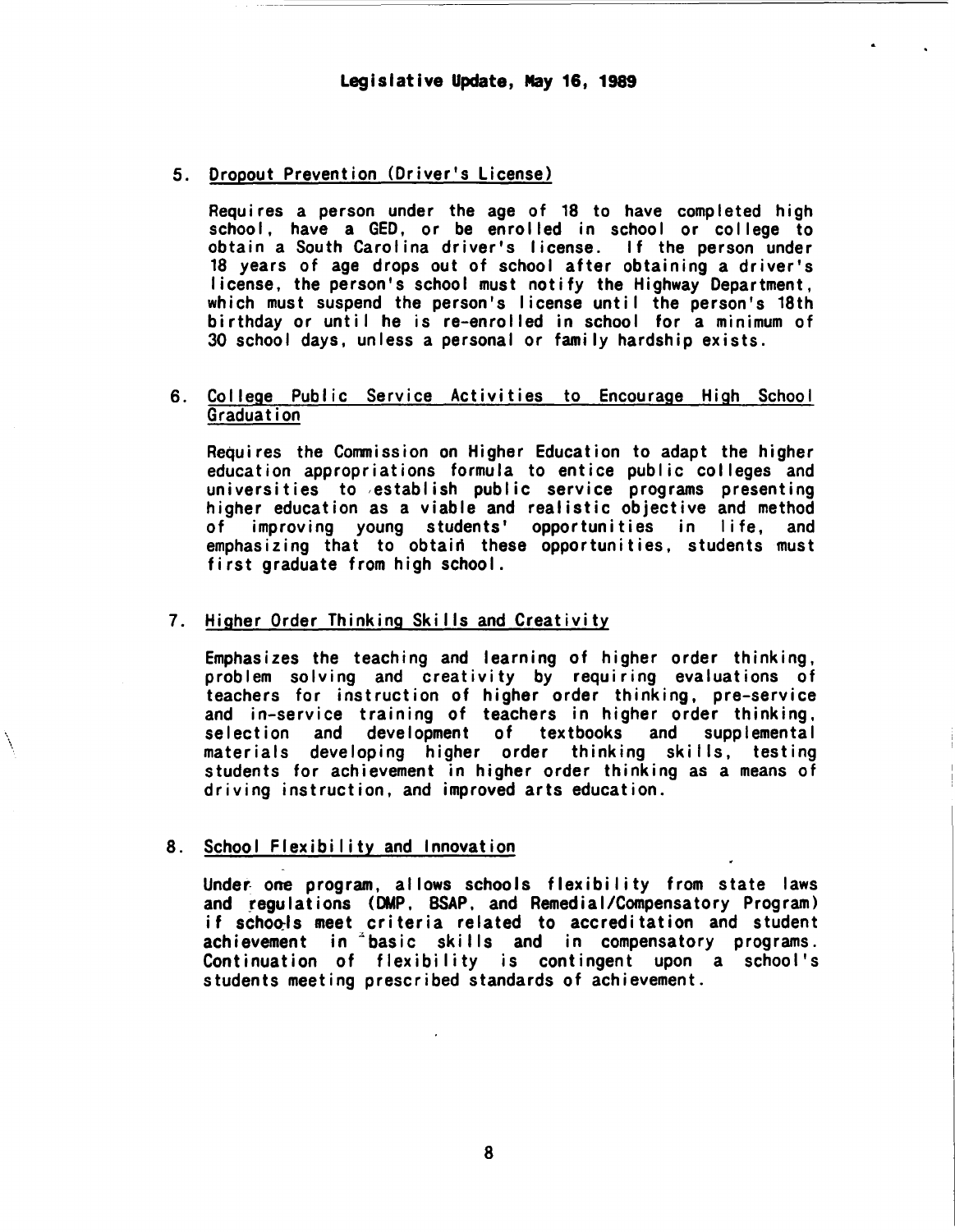5. Dropout Prevention (Driver's License)

   Requires a person under the age of 18 to have completed high school, have a GED, or be enrolled in school or college to obtain a South Carolina driver's license. If the person under 18 years of age drops out of school after obtaining a driver's license, the person's school must notify the Highway Department, which must suspend the person's license until the person's 18th birthday or until he is re-enrolled in school for a minimum of 30 school days, unless a personal or family hardship exists.

6. College Public Service Activities to Encourage High School Graduation

   Requires the Commission on Higher Education to adapt the higher education appropriations formula to entice public colleges and universities to establish public service programs presenting higher education as a viable and realistic objective and method of improving young students' opportunities in life, and emphasizing that to obtain these opportunities, students must first graduate from high school.

7. Higher Order Thinking Skills and Creativity

   Emphasizes the teaching and learning of higher order thinking, problem solving and creativity by requiring evaluations of teachers for instruction of higher order thinking, pre-service and in-service training of teachers in higher order thinking, selection and development of textbooks and supplemental materials developing higher order thinking skills, testing students for achievement in higher order thinking as a means of driving instruction, and improved arts education.

8. School Flexibility and Innovation

   Under one program, allows schools flexibility from state laws and regulations (DMP, BSAP, and Remedial/Compensatory Program) if schools meet criteria related to accreditation and student achievement in basic skills and in compensatory programs. Continuation of flexibility is contingent upon a school's students meeting prescribed standards of achievement.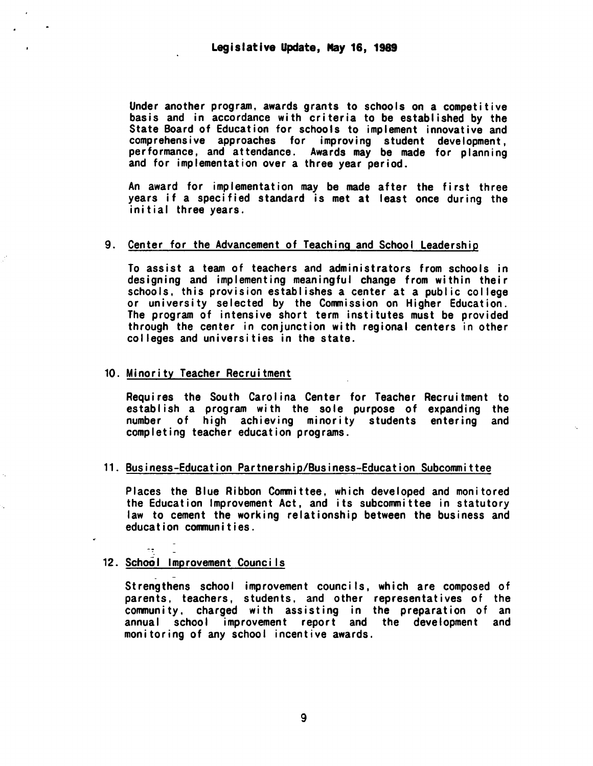Under another program, awards grants to schools on a competitive basis and in accordance with criteria to be established by the State Board of Education for schools to implement innovative and comprehensive approaches for improving student development, performance, and attendance. Awards may be made for planning and for implementation over a three year period.

An award for implementation may be made after the first three years if a specified standard is met at least once during the initial three years.

9. Center for the Advancement of Teaching and School Leadership

   To assist a team of teachers and administrators from schools in designing and implementing meaningful change from within their schools, this provision establishes a center at a public college or university selected by the Commission on Higher Education. The program of intensive short term institutes must be provided through the center in conjunction with regional centers in other colleges and universities in the state.

10. Minority Teacher Recruitment

    Requires the South Carolina Center for Teacher Recruitment to establish a program with the sole purpose of expanding the number of high achieving minority students entering and completing teacher education programs.

11. Business-Education Partnership/Business-Education Subcommittee

    Places the Blue Ribbon Committee, which developed and monitored the Education Improvement Act, and its subcommittee in statutory law to cement the working relationship between the business and education communities.

12. School Improvement Councils

    Strengthens school improvement councils, which are composed of parents, teachers, students, and other representatives of the community, charged with assisting in the preparation of an annual school improvement report and the development and monitoring of any school incentive awards.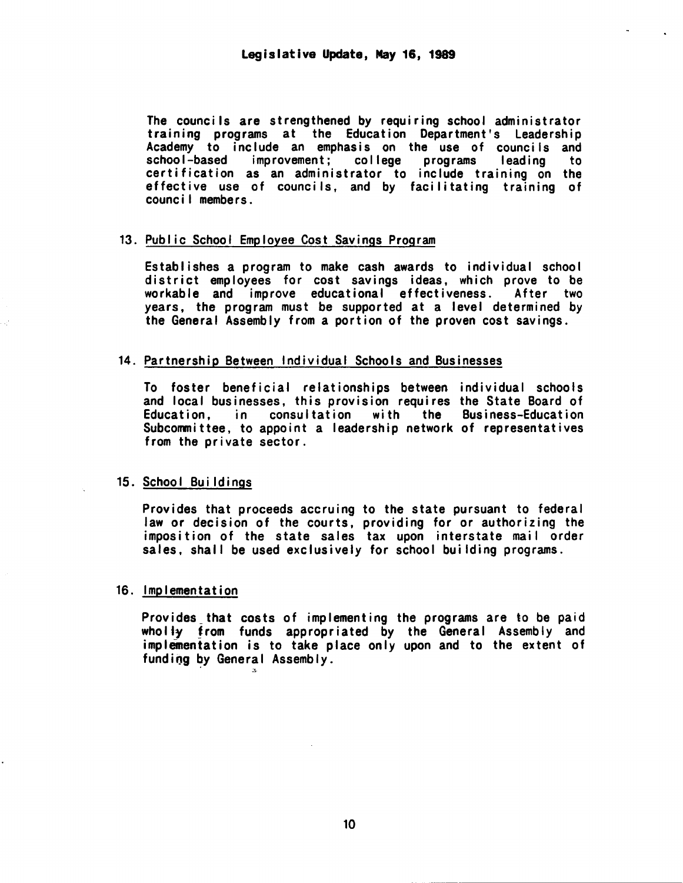The councils are strengthened by requiring school administrator training programs at the Education Department's Leadership Academy to include an emphasis on the use of councils and school-based improvement; college programs leading to certification as an administrator to include training on the effective use of councils, and by facilitating training of council members.

13. Public School Employee Cost Savings Program

Establishes a program to make cash awards to individual school district employees for cost savings ideas, which prove to be workable and improve educational effectiveness. After two years, the program must be supported at a level determined by the General Assembly from a portion of the proven cost savings.

14. Partnership Between Individual Schools and Businesses

To foster beneficial relationships between individual schools and local businesses, this provision requires the State Board of Education, in consultation with the Business-Education Subcommittee, to appoint a leadership network of representatives from the private sector.

15. School Buildings

Provides that proceeds accruing to the state pursuant to federal law or decision of the courts, providing for or authorizing the imposition of the state sales tax upon interstate mail order sales, shall be used exclusively for school building programs.

16. Implementation

Provides that costs of implementing the programs are to be paid wholly from funds appropriated by the General Assembly and implementation is to take place only upon and to the extent of funding by General Assembly.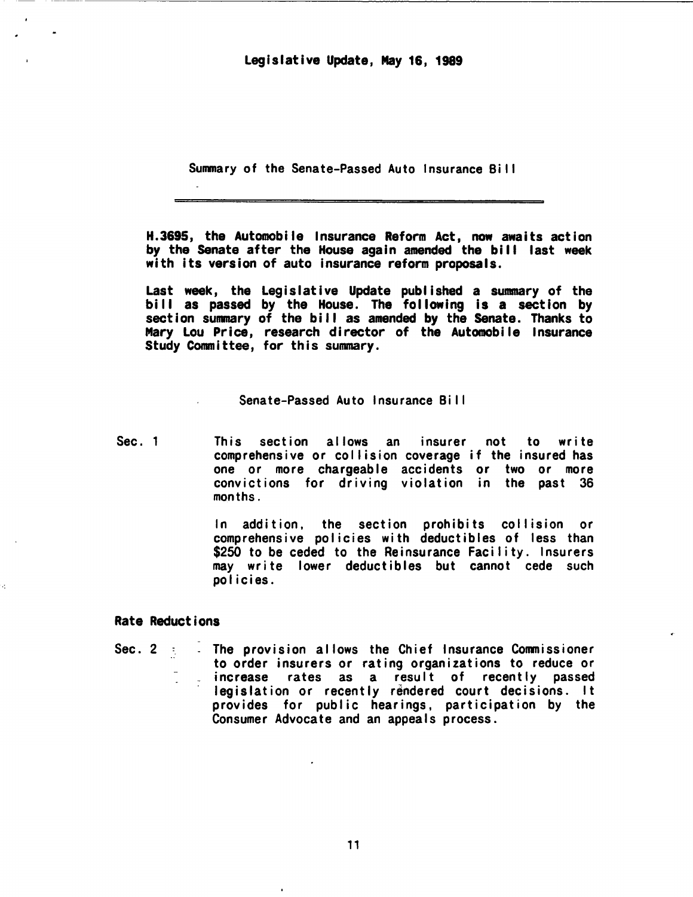**Legislative Update, May 16, 1989**

Summary of the Senate-Passed Auto Insurance Bill

---

**H.3695, the Automobile Insurance Reform Act, now awaits action by the Senate after the House again amended the bill last week with its version of auto insurance reform proposals.**

**Last week, the Legislative Update published a summary of the bill as passed by the House. The following is a section by section summary of the bill as amended by the Senate. Thanks to Mary Lou Price, research director of the Automobile Insurance Study Committee, for this summary.**

Senate-Passed Auto Insurance Bill

Sec. 1 — This section allows an insurer not to write comprehensive or collision coverage if the insured has one or more chargeable accidents or two or more convictions for driving violation in the past 36 months.

In addition, the section prohibits collision or comprehensive policies with deductibles of less than $250 to be ceded to the Reinsurance Facility. Insurers may write lower deductibles but cannot cede such policies.

**Rate Reductions**

Sec. 2 — The provision allows the Chief Insurance Commissioner to order insurers or rating organizations to reduce or increase rates as a result of recently passed legislation or recently rendered court decisions. It provides for public hearings, participation by the Consumer Advocate and an appeals process.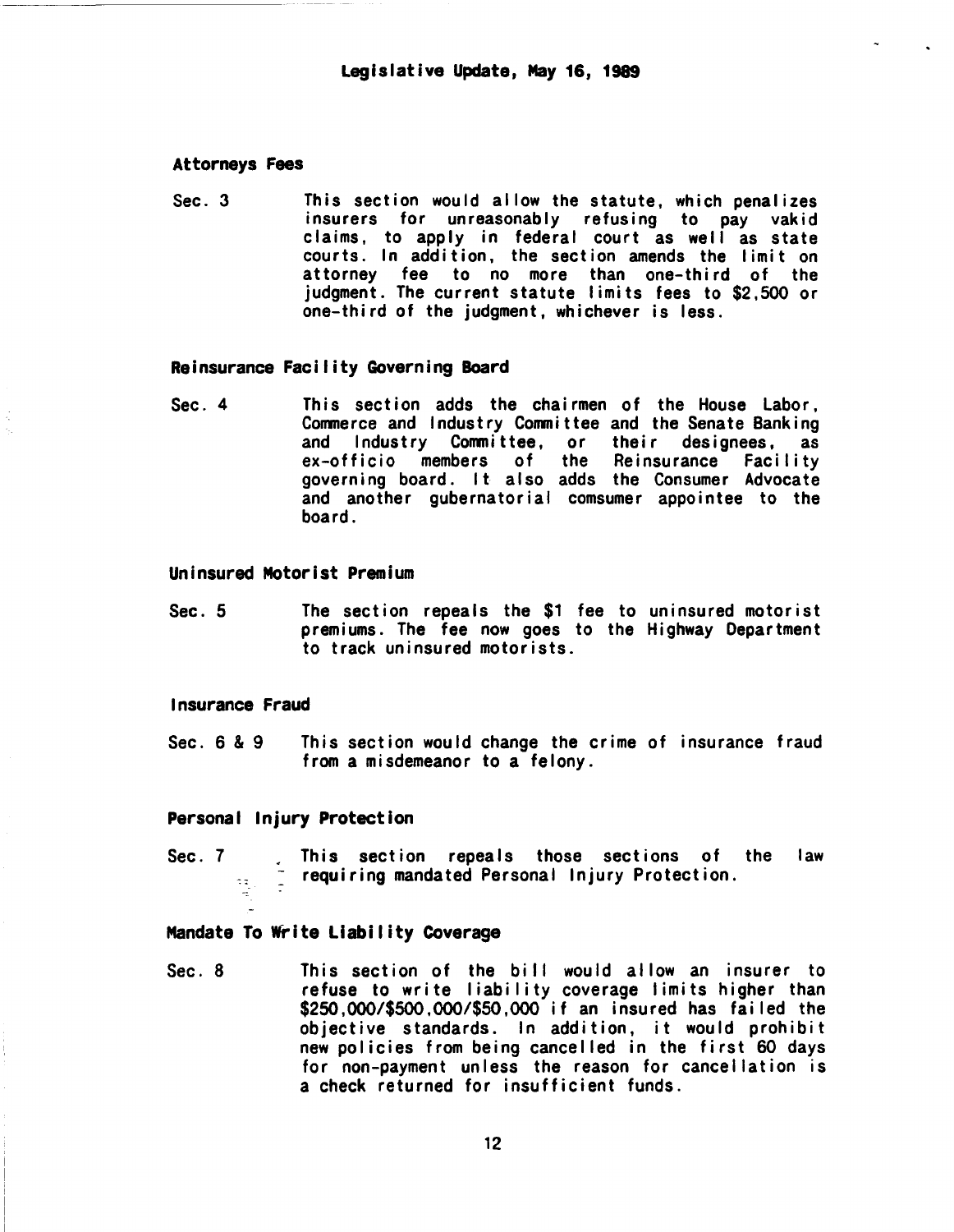Legislative Update, May 16, 1989

**Attorneys Fees**

Sec. 3 This section would allow the statute, which penalizes insurers for unreasonably refusing to pay vakid claims, to apply in federal court as well as state courts. In addition, the section amends the limit on attorney fee to no more than one-third of the judgment. The current statute limits fees to $2,500 or one-third of the judgment, whichever is less.

**Reinsurance Facility Governing Board**

Sec. 4 This section adds the chairmen of the House Labor, Commerce and Industry Committee and the Senate Banking and Industry Committee, or their designees, as ex-officio members of the Reinsurance Facility governing board. It also adds the Consumer Advocate and another gubernatorial comsumer appointee to the board.

**Uninsured Motorist Premium**

Sec. 5 The section repeals the $1 fee to uninsured motorist premiums. The fee now goes to the Highway Department to track uninsured motorists.

**Insurance Fraud**

Sec. 6 & 9 This section would change the crime of insurance fraud from a misdemeanor to a felony.

**Personal Injury Protection**

Sec. 7 This section repeals those sections of the law requiring mandated Personal Injury Protection.

**Mandate To Write Liability Coverage**

Sec. 8 This section of the bill would allow an insurer to refuse to write liability coverage limits higher than $250,000/$500,000/$50,000 if an insured has failed the objective standards. In addition, it would prohibit new policies from being cancelled in the first 60 days for non-payment unless the reason for cancellation is a check returned for insufficient funds.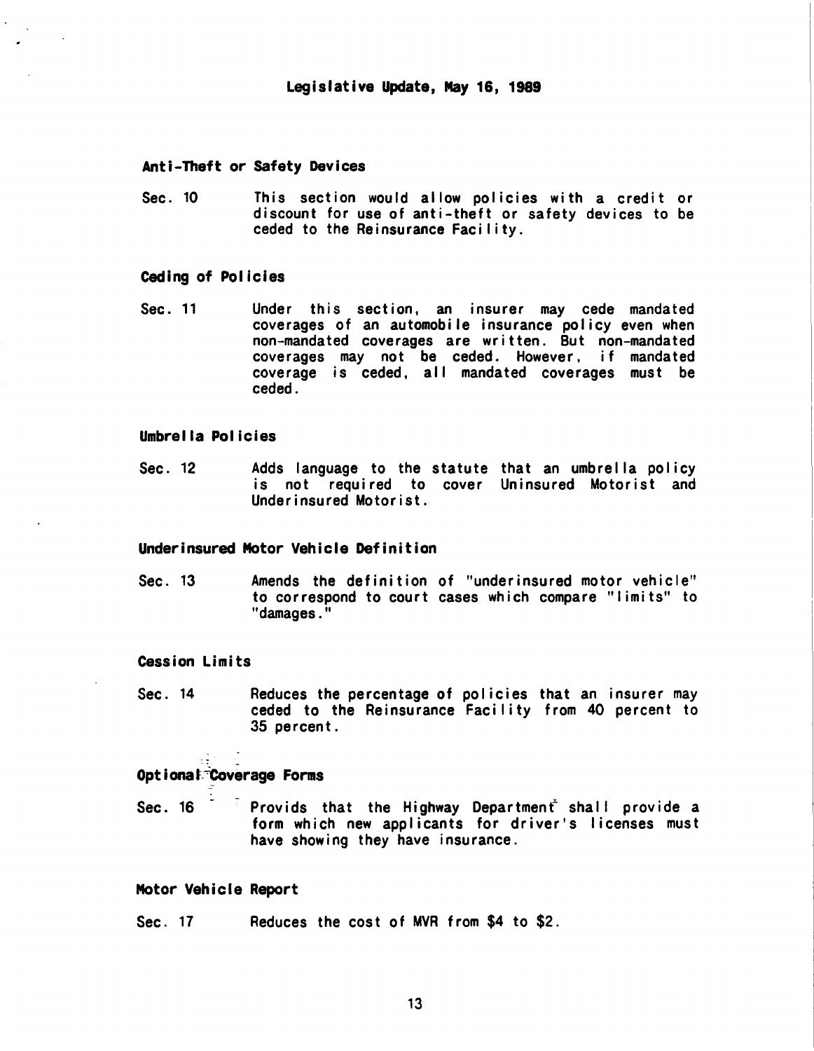# Legislative Update, May 16, 1989

### Anti-Theft or Safety Devices

Sec. 10 This section would allow policies with a credit or discount for use of anti-theft or safety devices to be ceded to the Reinsurance Facility.

### Ceding of Policies

Sec. 11 Under this section, an insurer may cede mandated coverages of an automobile insurance policy even when non-mandated coverages are written. But non-mandated coverages may not be ceded. However, if mandated coverage is ceded, all mandated coverages must be ceded.

### Umbrella Policies

Sec. 12 Adds language to the statute that an umbrella policy is not required to cover Uninsured Motorist and Underinsured Motorist.

### Underinsured Motor Vehicle Definition

Sec. 13 Amends the definition of "underinsured motor vehicle" to correspond to court cases which compare "limits" to "damages."

### Cession Limits

Sec. 14 Reduces the percentage of policies that an insurer may ceded to the Reinsurance Facility from 40 percent to 35 percent.

### Optional Coverage Forms

Sec. 16 Provids that the Highway Department shall provide a form which new applicants for driver's licenses must have showing they have insurance.

### Motor Vehicle Report

Sec. 17 Reduces the cost of MVR from $4 to $2.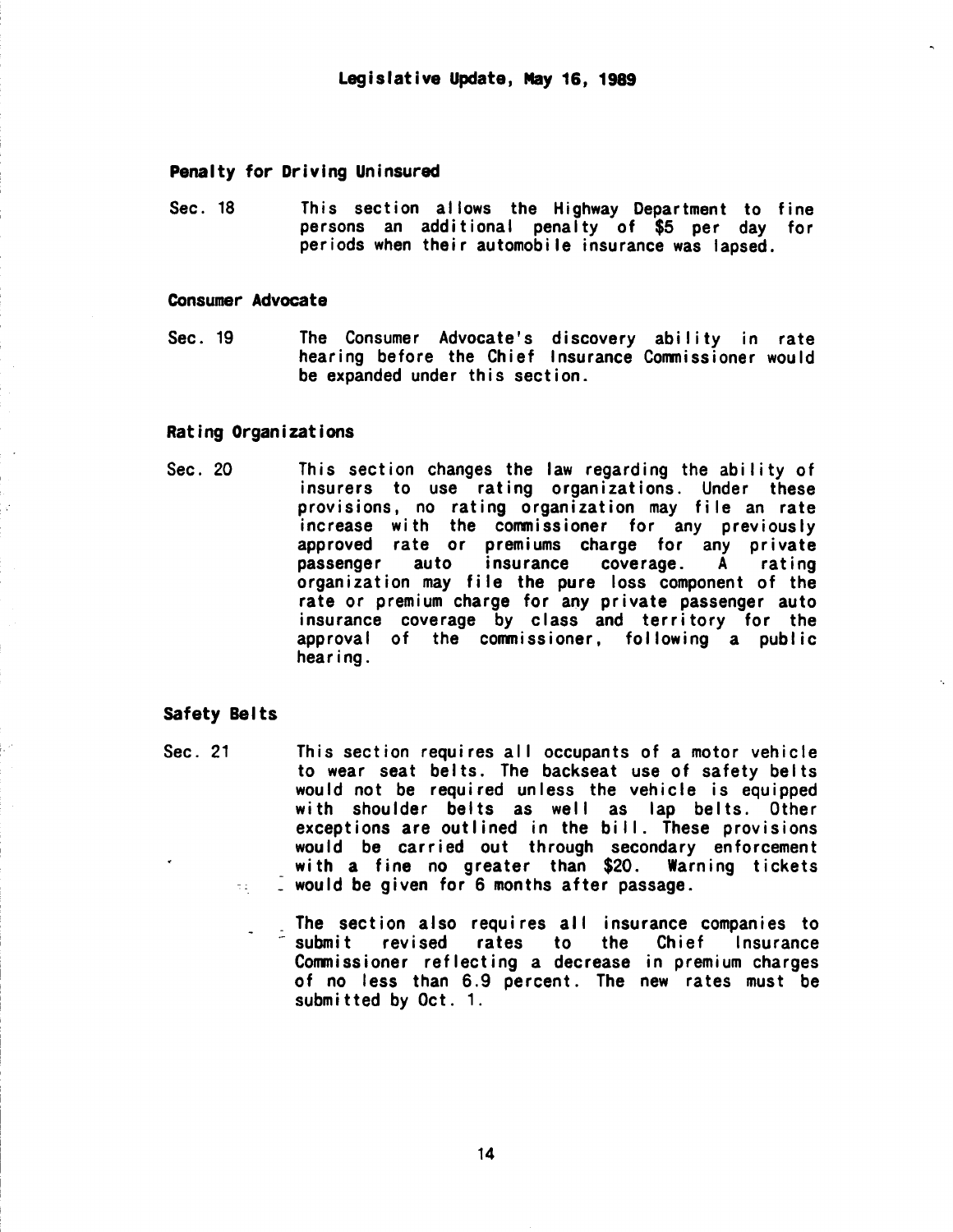### Penalty for Driving Uninsured

Sec. 18 This section allows the Highway Department to fine persons an additional penalty of $5 per day for periods when their automobile insurance was lapsed.

### Consumer Advocate

Sec. 19 The Consumer Advocate's discovery ability in rate hearing before the Chief Insurance Commissioner would be expanded under this section.

### Rating Organizations

Sec. 20 This section changes the law regarding the ability of insurers to use rating organizations. Under these provisions, no rating organization may file an rate increase with the commissioner for any previously approved rate or premiums charge for any private passenger auto insurance coverage. A rating organization may file the pure loss component of the rate or premium charge for any private passenger auto insurance coverage by class and territory for the approval of the commissioner, following a public hearing.

### Safety Belts

Sec. 21 This section requires all occupants of a motor vehicle to wear seat belts. The backseat use of safety belts would not be required unless the vehicle is equipped with shoulder belts as well as lap belts. Other exceptions are outlined in the bill. These provisions would be carried out through secondary enforcement with a fine no greater than $20. Warning tickets would be given for 6 months after passage.

The section also requires all insurance companies to submit revised rates to the Chief Insurance Commissioner reflecting a decrease in premium charges of no less than 6.9 percent. The new rates must be submitted by Oct. 1.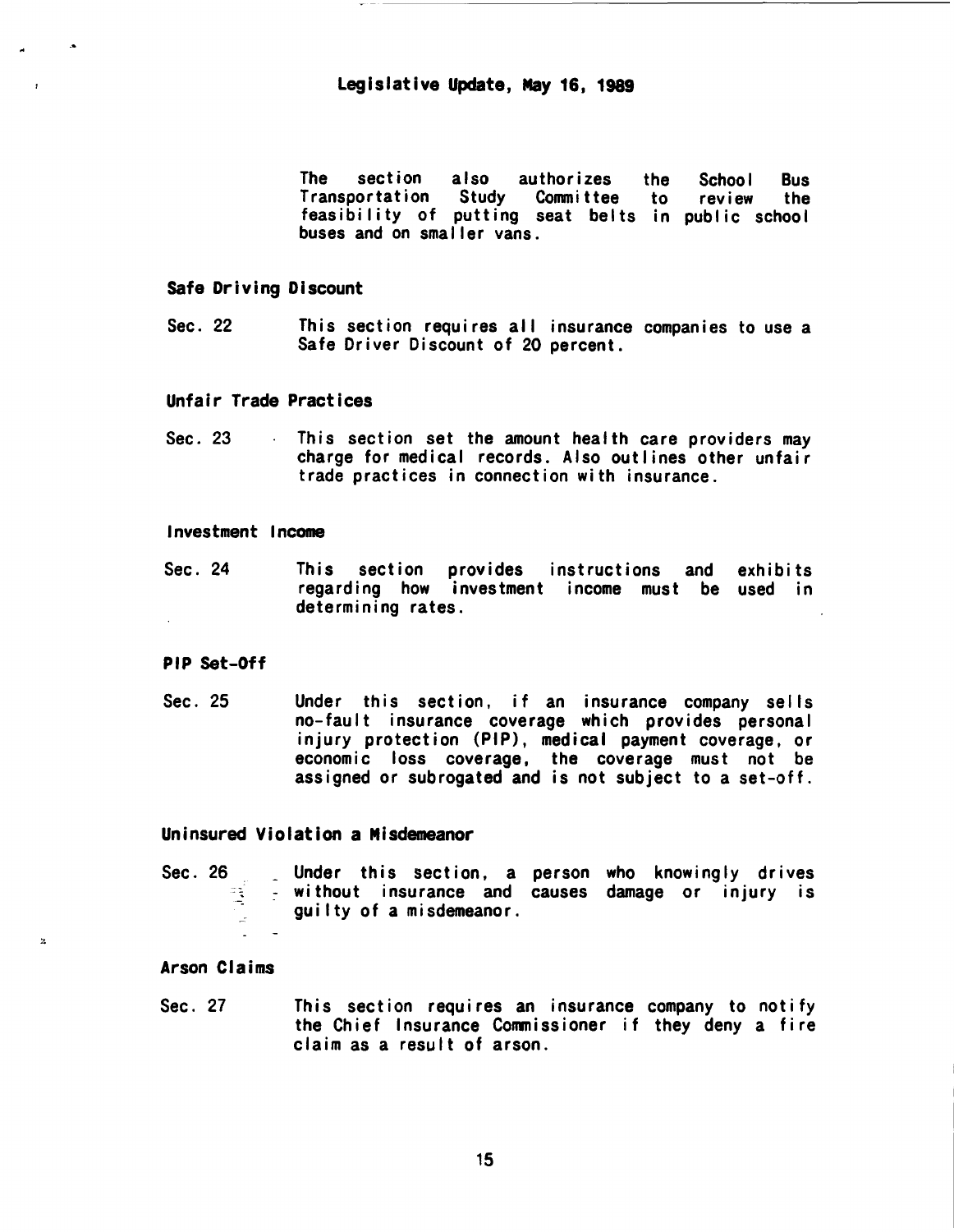The section also authorizes the School Bus Transportation Study Committee to review the feasibility of putting seat belts in public school buses and on smaller vans.

**Safe Driving Discount**

Sec. 22 This section requires all insurance companies to use a Safe Driver Discount of 20 percent.

**Unfair Trade Practices**

Sec. 23 This section set the amount health care providers may charge for medical records. Also outlines other unfair trade practices in connection with insurance.

**Investment Income**

Sec. 24 This section provides instructions and exhibits regarding how investment income must be used in determining rates.

**PIP Set-Off**

Sec. 25 Under this section, if an insurance company sells no-fault insurance coverage which provides personal injury protection (PIP), medical payment coverage, or economic loss coverage, the coverage must not be assigned or subrogated and is not subject to a set-off.

**Uninsured Violation a Misdemeanor**

Sec. 26 Under this section, a person who knowingly drives without insurance and causes damage or injury is guilty of a misdemeanor.

**Arson Claims**

Sec. 27 This section requires an insurance company to notify the Chief Insurance Commissioner if they deny a fire claim as a result of arson.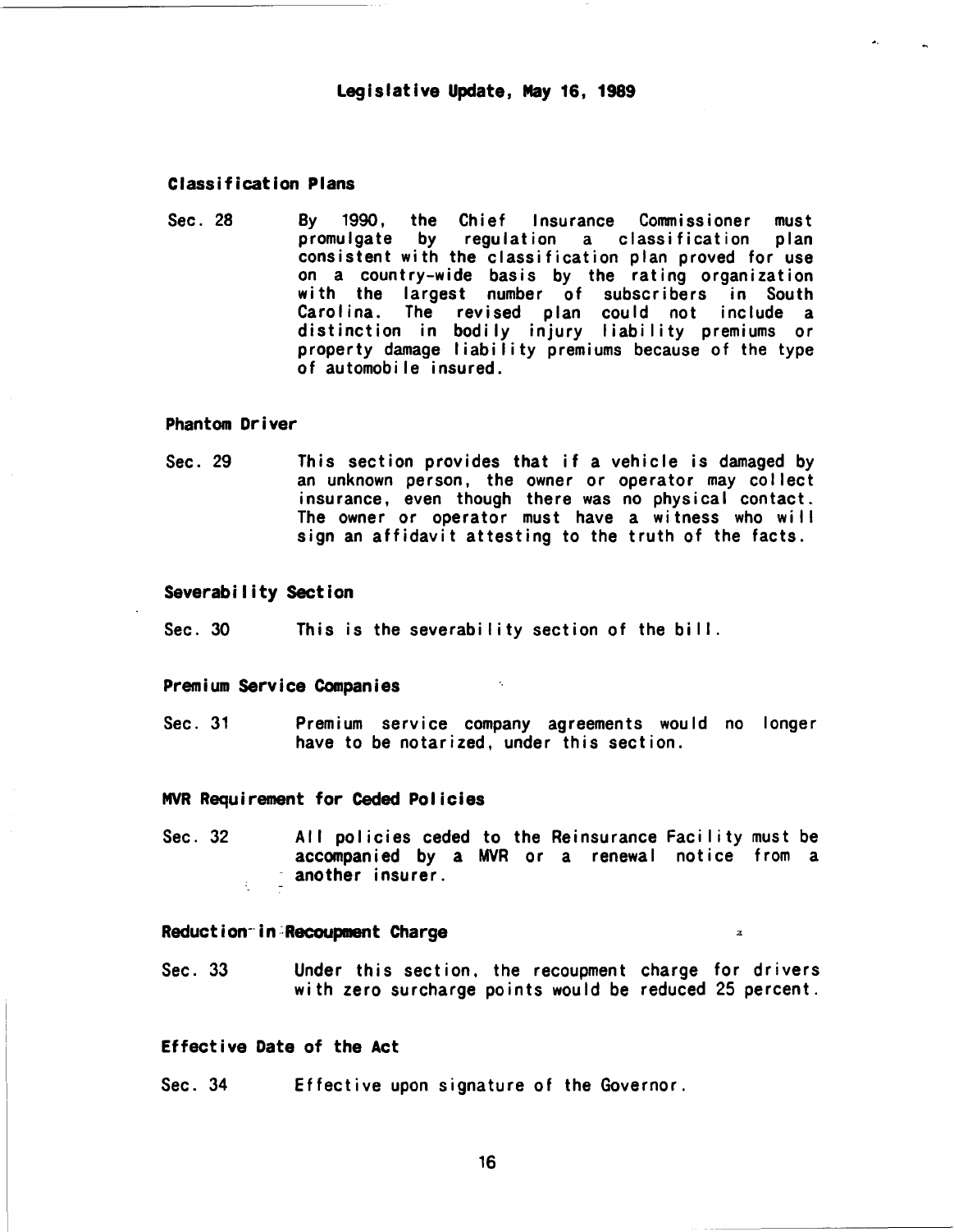**Legislative Update, May 16, 1989**

**Classification Plans**

Sec. 28 By 1990, the Chief Insurance Commissioner must promulgate by regulation a classification plan consistent with the classification plan proved for use on a country-wide basis by the rating organization with the largest number of subscribers in South Carolina. The revised plan could not include a distinction in bodily injury liability premiums or property damage liability premiums because of the type of automobile insured.

**Phantom Driver**

Sec. 29 This section provides that if a vehicle is damaged by an unknown person, the owner or operator may collect insurance, even though there was no physical contact. The owner or operator must have a witness who will sign an affidavit attesting to the truth of the facts.

**Severability Section**

Sec. 30 This is the severability section of the bill.

**Premium Service Companies**

Sec. 31 Premium service company agreements would no longer have to be notarized, under this section.

**MVR Requirement for Ceded Policies**

Sec. 32 All policies ceded to the Reinsurance Facility must be accompanied by a MVR or a renewal notice from a another insurer.

**Reduction in Recoupment Charge**

Sec. 33 Under this section, the recoupment charge for drivers with zero surcharge points would be reduced 25 percent.

**Effective Date of the Act**

Sec. 34 Effective upon signature of the Governor.